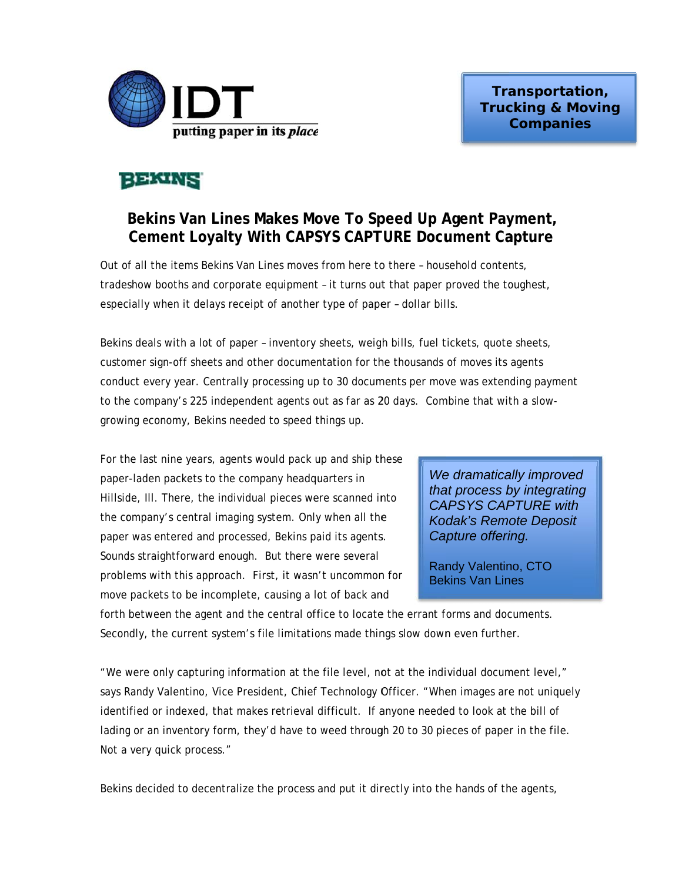IDT

putting paper in its *place*

**Transportation, Trucking & Moving Companies**

BEKINS

# Bekins Van Lines Makes Move To Speed Up Agent Payment, Cement Loyalty With CAPSYS CAPTURE Document Capture

Out of all the items Bekins Van Lines moves from here to there – household contents, tradeshow booths and corporate equipment – it turns out that paper proved the toughest, especially when it delays receipt of another type of paper – dollar bills.

Bekins deals with a lot of paper – inventory sheets, weigh bills, fuel tickets, quote sheets, customer sign-off sheets and other documentation for the thousands of moves its agents conduct every year. Centrally processing up to 30 documents per move was extending payment to the company's 225 independent agents out as far as 20 days. Combine that with a slow-growing economy, Bekins needed to speed things up.

For the last nine years, agents would pack up and ship these paper-laden packets to the company headquarters in Hillside, Ill. There, the individual pieces were scanned into the company's central imaging system. Only when all the paper was entered and processed, Bekins paid its agents. Sounds straightforward enough. But there were several problems with this approach. First, it wasn't uncommon for move packets to be incomplete, causing a lot of back and forth between the agent and the central office to locate the errant forms and documents. Secondly, the current system's file limitations made things slow down even further.

> *We dramatically improved that process by integrating CAPSYS CAPTURE with Kodak's Remote Deposit Capture offering.*
>
> Randy Valentino, CTO
> Bekins Van Lines

"We were only capturing information at the file level, not at the individual document level," says Randy Valentino, Vice President, Chief Technology Officer. "When images are not uniquely identified or indexed, that makes retrieval difficult. If anyone needed to look at the bill of lading or an inventory form, they'd have to weed through 20 to 30 pieces of paper in the file. Not a very quick process."

Bekins decided to decentralize the process and put it directly into the hands of the agents,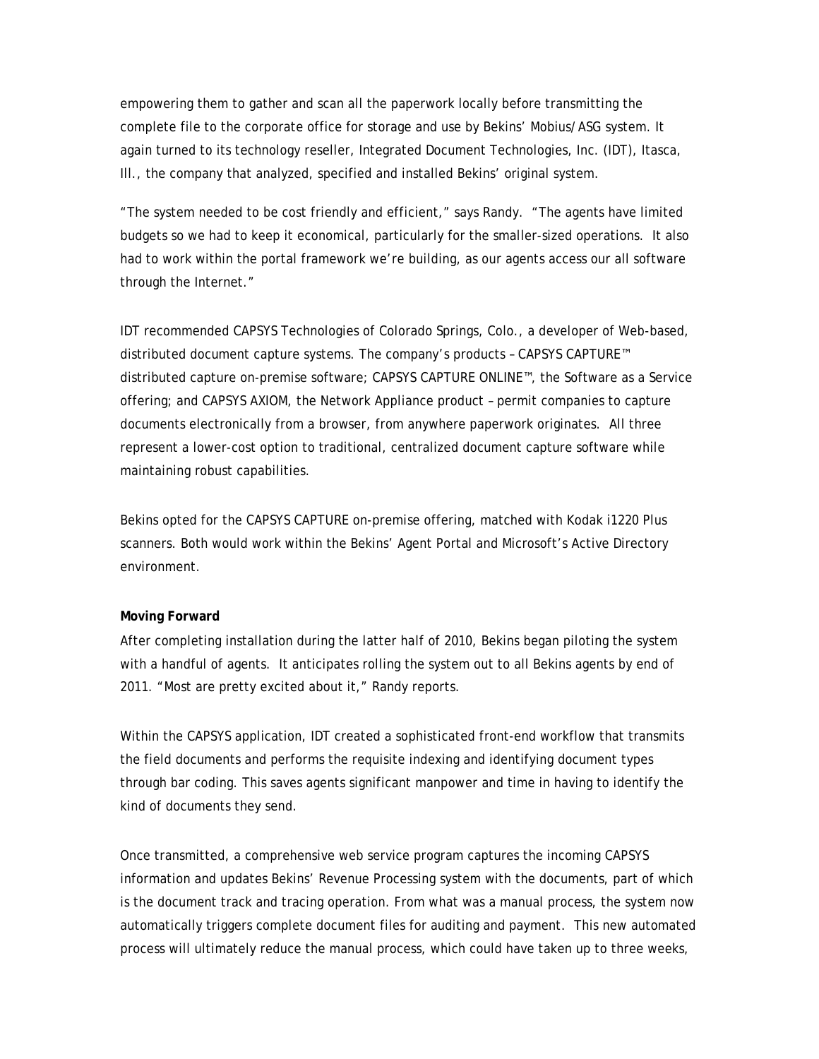empowering them to gather and scan all the paperwork locally before transmitting the complete file to the corporate office for storage and use by Bekins' Mobius/ASG system. It again turned to its technology reseller, Integrated Document Technologies, Inc. (IDT), Itasca, Ill., the company that analyzed, specified and installed Bekins' original system.

"The system needed to be cost friendly and efficient," says Randy. "The agents have limited budgets so we had to keep it economical, particularly for the smaller-sized operations. It also had to work within the portal framework we're building, as our agents access our all software through the Internet."

IDT recommended CAPSYS Technologies of Colorado Springs, Colo., a developer of Web-based, distributed document capture systems. The company's products – CAPSYS CAPTURE™ distributed capture on-premise software; CAPSYS CAPTURE ONLINE™, the Software as a Service offering; and CAPSYS AXIOM, the Network Appliance product – permit companies to capture documents electronically from a browser, from anywhere paperwork originates. All three represent a lower-cost option to traditional, centralized document capture software while maintaining robust capabilities.

Bekins opted for the CAPSYS CAPTURE on-premise offering, matched with Kodak i1220 Plus scanners. Both would work within the Bekins' Agent Portal and Microsoft's Active Directory environment.

**Moving Forward**

After completing installation during the latter half of 2010, Bekins began piloting the system with a handful of agents. It anticipates rolling the system out to all Bekins agents by end of 2011. "Most are pretty excited about it," Randy reports.

Within the CAPSYS application, IDT created a sophisticated front-end workflow that transmits the field documents and performs the requisite indexing and identifying document types through bar coding. This saves agents significant manpower and time in having to identify the kind of documents they send.

Once transmitted, a comprehensive web service program captures the incoming CAPSYS information and updates Bekins' Revenue Processing system with the documents, part of which is the document track and tracing operation. From what was a manual process, the system now automatically triggers complete document files for auditing and payment. This new automated process will ultimately reduce the manual process, which could have taken up to three weeks,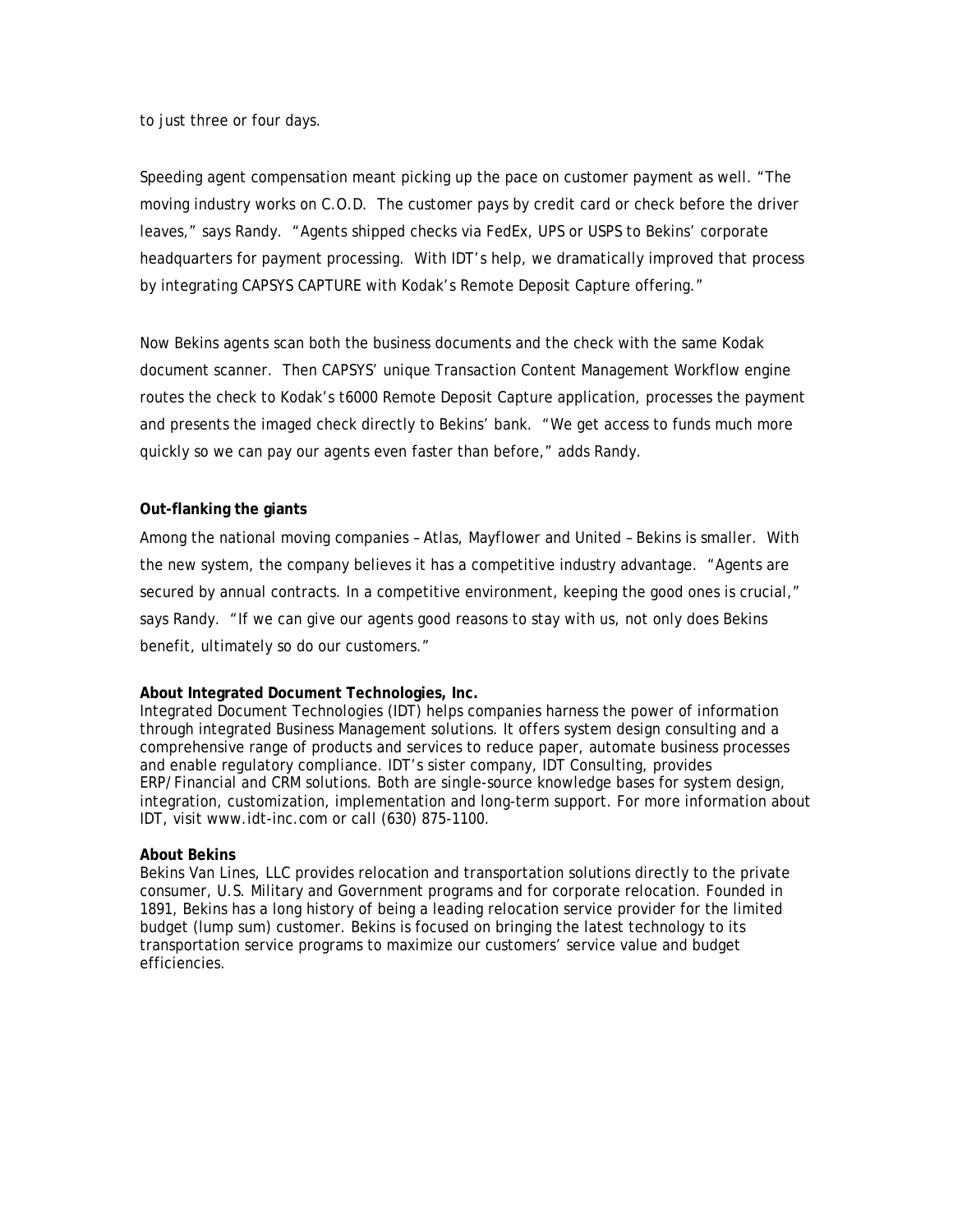to just three or four days.

Speeding agent compensation meant picking up the pace on customer payment as well. "The moving industry works on C.O.D. The customer pays by credit card or check before the driver leaves," says Randy. "Agents shipped checks via FedEx, UPS or USPS to Bekins' corporate headquarters for payment processing. With IDT's help, we dramatically improved that process by integrating CAPSYS CAPTURE with Kodak's Remote Deposit Capture offering."

Now Bekins agents scan both the business documents and the check with the same Kodak document scanner. Then CAPSYS' unique Transaction Content Management Workflow engine routes the check to Kodak's t6000 Remote Deposit Capture application, processes the payment and presents the imaged check directly to Bekins' bank. "We get access to funds much more quickly so we can pay our agents even faster than before," adds Randy.

**Out-flanking the giants**

Among the national moving companies – Atlas, Mayflower and United – Bekins is smaller. With the new system, the company believes it has a competitive industry advantage. "Agents are secured by annual contracts. In a competitive environment, keeping the good ones is crucial," says Randy. "If we can give our agents good reasons to stay with us, not only does Bekins benefit, ultimately so do our customers."

**About Integrated Document Technologies, Inc.**

Integrated Document Technologies (IDT) helps companies harness the power of information through integrated Business Management solutions. It offers system design consulting and a comprehensive range of products and services to reduce paper, automate business processes and enable regulatory compliance. IDT's sister company, IDT Consulting, provides ERP/Financial and CRM solutions. Both are single-source knowledge bases for system design, integration, customization, implementation and long-term support. For more information about IDT, visit www.idt-inc.com or call (630) 875-1100.

**About Bekins**

Bekins Van Lines, LLC provides relocation and transportation solutions directly to the private consumer, U.S. Military and Government programs and for corporate relocation. Founded in 1891, Bekins has a long history of being a leading relocation service provider for the limited budget (lump sum) customer. Bekins is focused on bringing the latest technology to its transportation service programs to maximize our customers' service value and budget efficiencies.